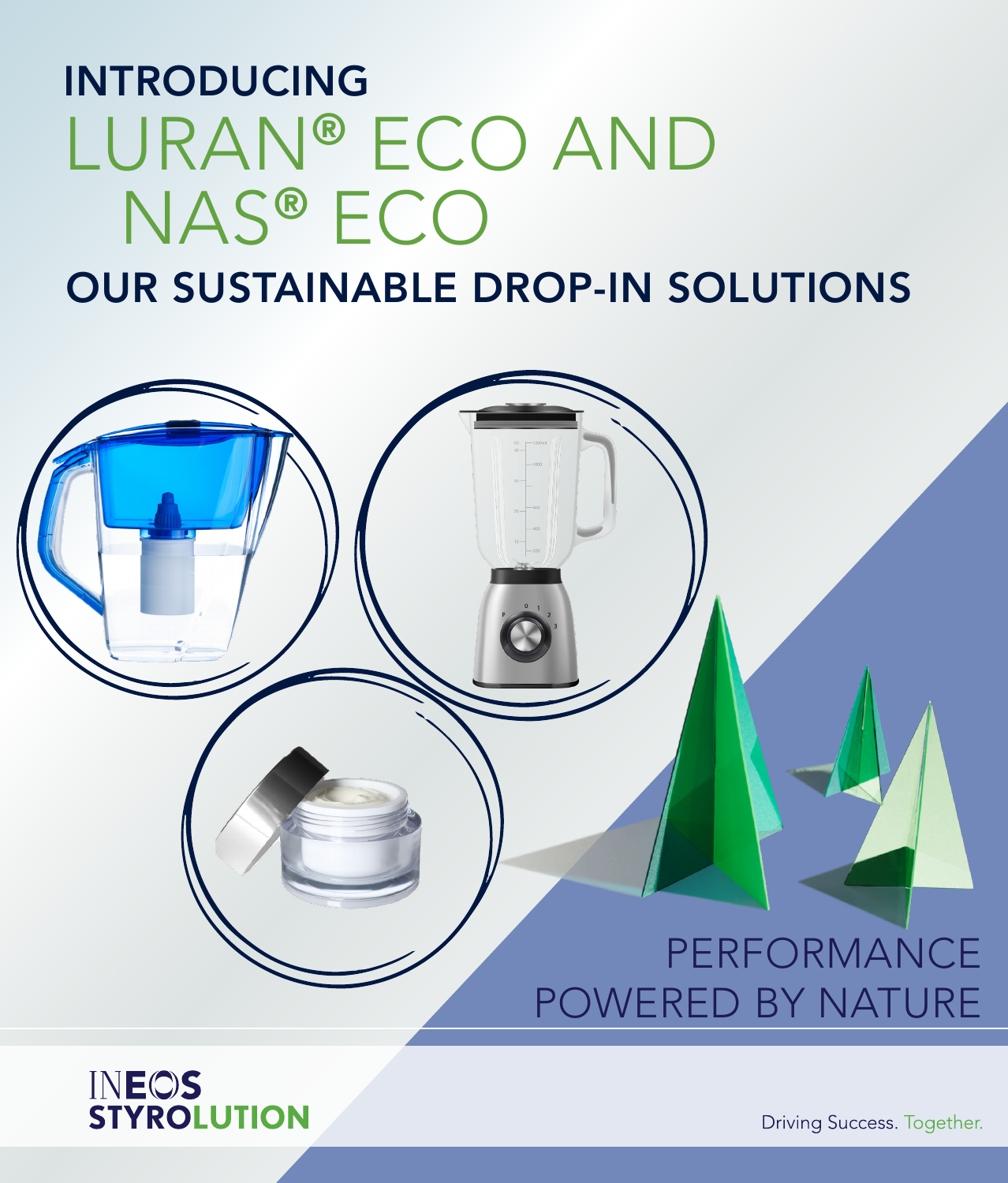# INTRODUCING LURAN® ECO AND NAS® ECO

## OUR SUSTAINABLE DROP-IN SOLUTIONS

PERFORMANCE POWERED BY NATURE

INEOS STYROLUTION

Driving Success. Together.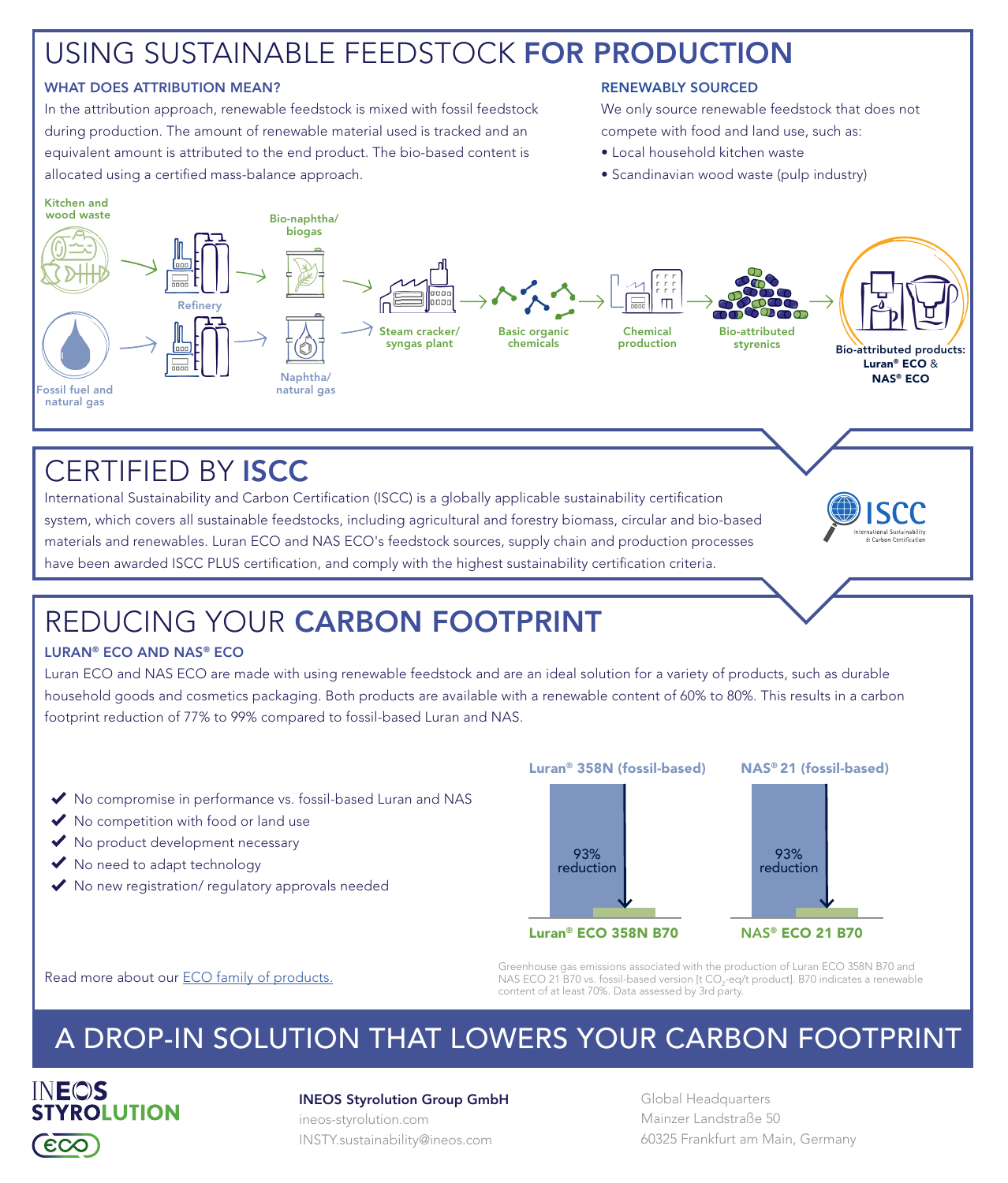# USING SUSTAINABLE FEEDSTOCK **FOR PRODUCTION**

### WHAT DOES ATTRIBUTION MEAN?

In the attribution approach, renewable feedstock is mixed with fossil feedstock during production. The amount of renewable material used is tracked and an equivalent amount is attributed to the end product. The bio-based content is allocated using a certified mass-balance approach.

### RENEWABLY SOURCED

We only source renewable feedstock that does not compete with food and land use, such as:

- Local household kitchen waste
- Scandinavian wood waste (pulp industry)

Kitchen and wood waste

Fossil fuel and natural gas

Refinery

Bio-naphtha/ biogas

Naphtha/ natural gas

Steam cracker/ syngas plant

Basic organic chemicals

Chemical production

Bio-attributed styrenics

Bio-attributed products: Luran® ECO & NAS® ECO

# CERTIFIED BY **ISCC**

International Sustainability and Carbon Certification (ISCC) is a globally applicable sustainability certification system, which covers all sustainable feedstocks, including agricultural and forestry biomass, circular and bio-based materials and renewables. Luran ECO and NAS ECO's feedstock sources, supply chain and production processes have been awarded ISCC PLUS certification, and comply with the highest sustainability certification criteria.

ISCC
International Sustainability & Carbon Certification

# REDUCING YOUR **CARBON FOOTPRINT**

### LURAN® ECO AND NAS® ECO

Luran ECO and NAS ECO are made with using renewable feedstock and are an ideal solution for a variety of products, such as durable household goods and cosmetics packaging. Both products are available with a renewable content of 60% to 80%. This results in a carbon footprint reduction of 77% to 99% compared to fossil-based Luran and NAS.

- ✔ No compromise in performance vs. fossil-based Luran and NAS
- ✔ No competition with food or land use
- ✔ No product development necessary
- ✔ No need to adapt technology
- ✔ No new registration/ regulatory approvals needed

Luran® 358N (fossil-based)

93% reduction

Luran® ECO 358N B70

NAS® 21 (fossil-based)

93% reduction

NAS® ECO 21 B70

Read more about our ECO family of products.

Greenhouse gas emissions associated with the production of Luran ECO 358N B70 and NAS ECO 21 B70 vs. fossil-based version [t $CO_2$-eq/t product]. B70 indicates a renewable content of at least 70%. Data assessed by 3rd party.

## A DROP-IN SOLUTION THAT LOWERS YOUR CARBON FOOTPRINT

INEOS STYROLUTION
ECO

**INEOS Styrolution Group GmbH**
ineos-styrolution.com
INSTY.sustainability@ineos.com

Global Headquarters
Mainzer Landstraße 50
60325 Frankfurt am Main, Germany